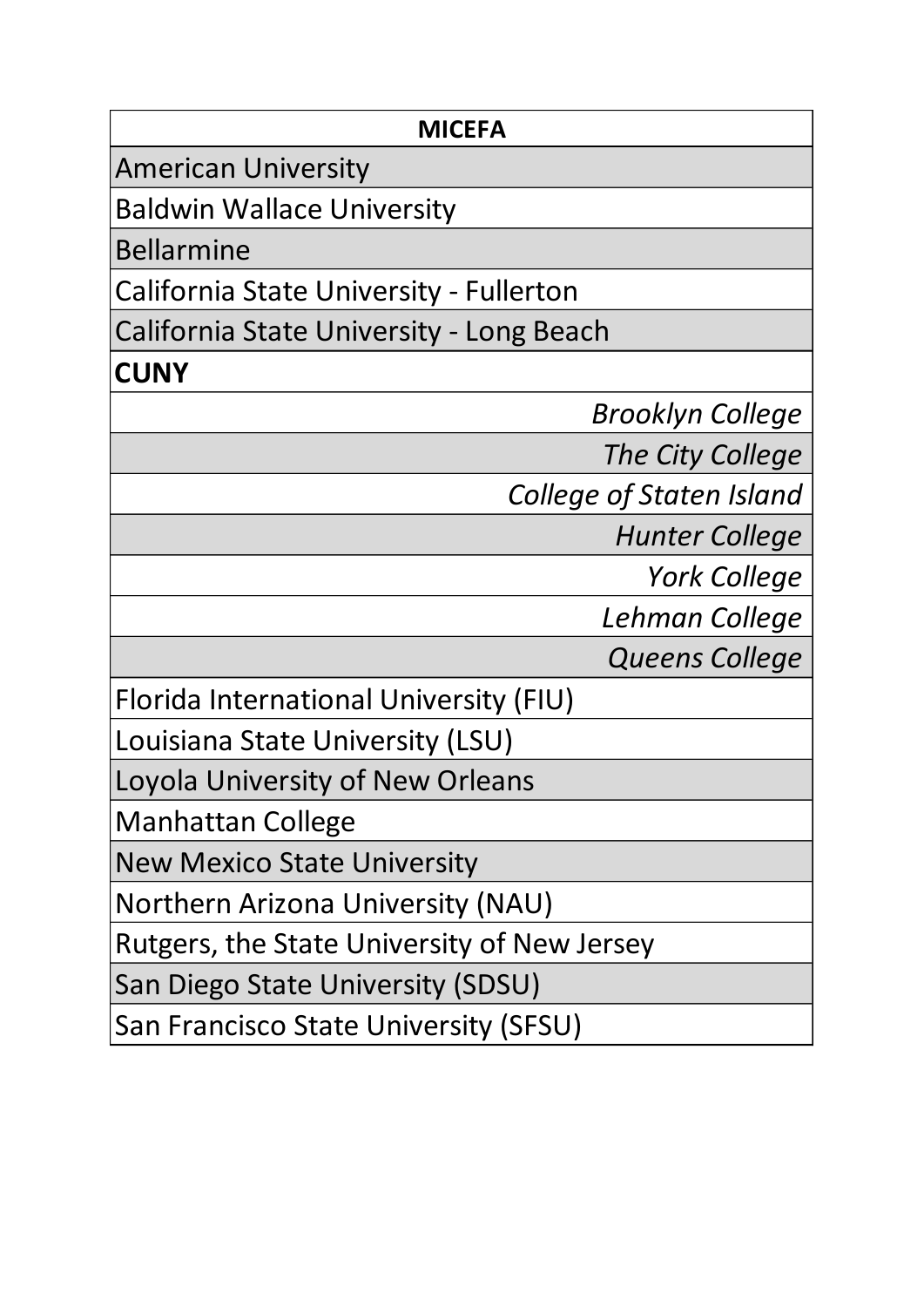| **MICEFA** |
| --- |
| American University |
| Baldwin Wallace University |
| Bellarmine |
| California State University - Fullerton |
| California State University - Long Beach |
| **CUNY** |
| *Brooklyn College* |
| *The City College* |
| *College of Staten Island* |
| *Hunter College* |
| *York College* |
| *Lehman College* |
| *Queens College* |
| Florida International University (FIU) |
| Louisiana State University (LSU) |
| Loyola University of New Orleans |
| Manhattan College |
| New Mexico State University |
| Northern Arizona University (NAU) |
| Rutgers, the State University of New Jersey |
| San Diego State University (SDSU) |
| San Francisco State University (SFSU) |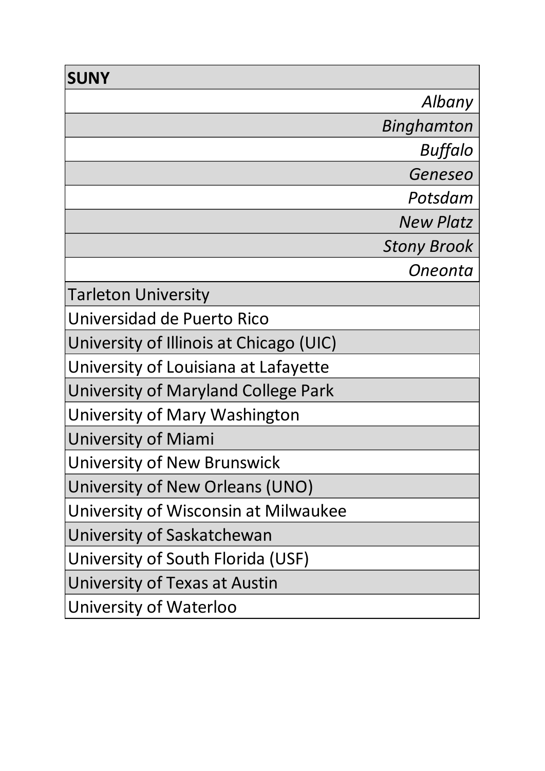| **SUNY** |
| --- |
| *Albany* |
| *Binghamton* |
| *Buffalo* |
| *Geneseo* |
| *Potsdam* |
| *New Platz* |
| *Stony Brook* |
| *Oneonta* |
| Tarleton University |
| Universidad de Puerto Rico |
| University of Illinois at Chicago (UIC) |
| University of Louisiana at Lafayette |
| University of Maryland College Park |
| University of Mary Washington |
| University of Miami |
| University of New Brunswick |
| University of New Orleans (UNO) |
| University of Wisconsin at Milwaukee |
| University of Saskatchewan |
| University of South Florida (USF) |
| University of Texas at Austin |
| University of Waterloo |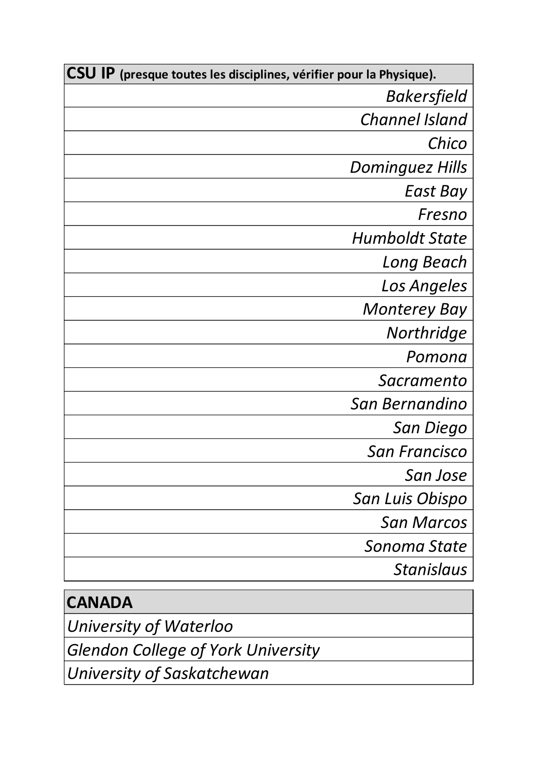| **CSU IP** **(presque toutes les disciplines, vérifier pour la Physique).** |
|---|
| *Bakersfield* |
| *Channel Island* |
| *Chico* |
| *Dominguez Hills* |
| *East Bay* |
| *Fresno* |
| *Humboldt State* |
| *Long Beach* |
| *Los Angeles* |
| *Monterey Bay* |
| *Northridge* |
| *Pomona* |
| *Sacramento* |
| *San Bernandino* |
| *San Diego* |
| *San Francisco* |
| *San Jose* |
| *San Luis Obispo* |
| *San Marcos* |
| *Sonoma State* |
| *Stanislaus* |

| **CANADA** |
|---|
| *University of Waterloo* |
| *Glendon College of York University* |
| *University of Saskatchewan* |